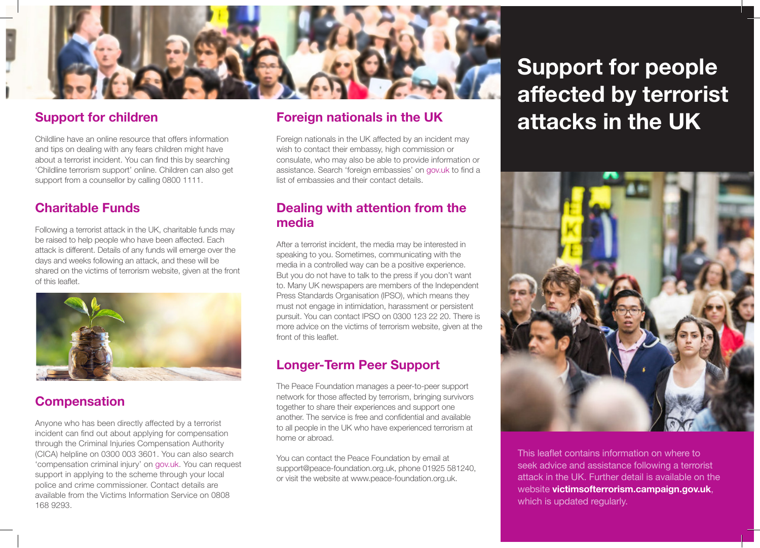# Support for people affected by terrorist attacks in the UK

This leaflet contains information on where to seek advice and assistance following a terrorist attack in the UK. Further detail is available on the website **victimsofterrorism.campaign.gov.uk**, which is updated regularly.

## Support for children

Childline have an online resource that offers information and tips on dealing with any fears children might have about a terrorist incident. You can find this by searching 'Childline terrorism support' online. Children can also get support from a counsellor by calling 0800 1111.

## Charitable Funds

Following a terrorist attack in the UK, charitable funds may be raised to help people who have been affected. Each attack is different. Details of any funds will emerge over the days and weeks following an attack, and these will be shared on the victims of terrorism website, given at the front of this leaflet.

## Compensation

Anyone who has been directly affected by a terrorist incident can find out about applying for compensation through the Criminal Injuries Compensation Authority (CICA) helpline on 0300 003 3601. You can also search 'compensation criminal injury' on gov.uk. You can request support in applying to the scheme through your local police and crime commissioner. Contact details are available from the Victims Information Service on 0808 168 9293.

## Foreign nationals in the UK

Foreign nationals in the UK affected by an incident may wish to contact their embassy, high commission or consulate, who may also be able to provide information or assistance. Search 'foreign embassies' on gov.uk to find a list of embassies and their contact details.

## Dealing with attention from the media

After a terrorist incident, the media may be interested in speaking to you. Sometimes, communicating with the media in a controlled way can be a positive experience. But you do not have to talk to the press if you don't want to. Many UK newspapers are members of the Independent Press Standards Organisation (IPSO), which means they must not engage in intimidation, harassment or persistent pursuit. You can contact IPSO on 0300 123 22 20. There is more advice on the victims of terrorism website, given at the front of this leaflet.

## Longer-Term Peer Support

The Peace Foundation manages a peer-to-peer support network for those affected by terrorism, bringing survivors together to share their experiences and support one another. The service is free and confidential and available to all people in the UK who have experienced terrorism at home or abroad.

You can contact the Peace Foundation by email at support@peace-foundation.org.uk, phone 01925 581240, or visit the website at www.peace-foundation.org.uk.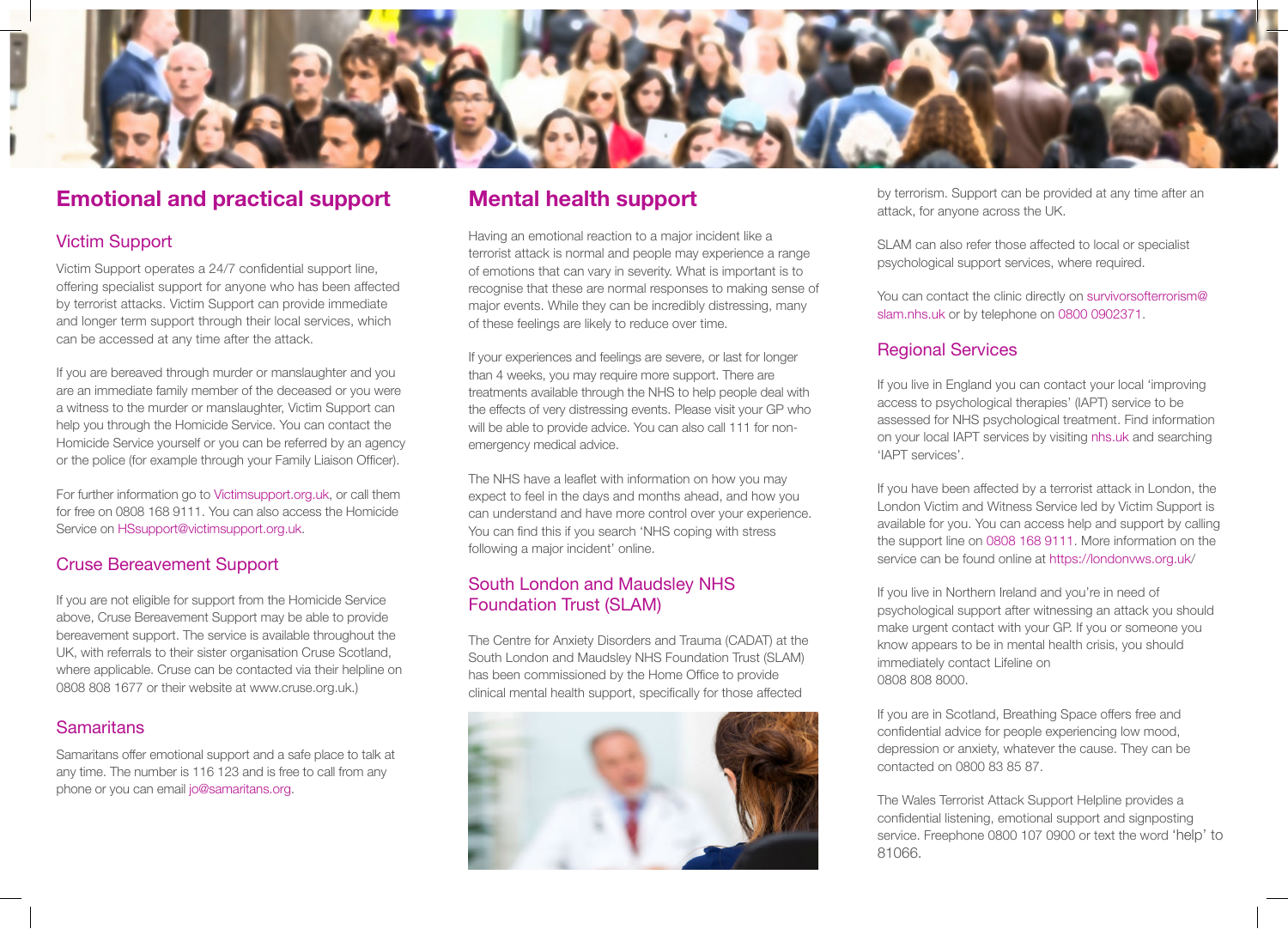## Emotional and practical support

### Victim Support

Victim Support operates a 24/7 confidential support line, offering specialist support for anyone who has been affected by terrorist attacks. Victim Support can provide immediate and longer term support through their local services, which can be accessed at any time after the attack.

If you are bereaved through murder or manslaughter and you are an immediate family member of the deceased or you were a witness to the murder or manslaughter, Victim Support can help you through the Homicide Service. You can contact the Homicide Service yourself or you can be referred by an agency or the police (for example through your Family Liaison Officer).

For further information go to Victimsupport.org.uk, or call them for free on 0808 168 9111. You can also access the Homicide Service on HSsupport@victimsupport.org.uk.

### Cruse Bereavement Support

If you are not eligible for support from the Homicide Service above, Cruse Bereavement Support may be able to provide bereavement support. The service is available throughout the UK, with referrals to their sister organisation Cruse Scotland, where applicable. Cruse can be contacted via their helpline on 0808 808 1677 or their website at www.cruse.org.uk.)

### Samaritans

Samaritans offer emotional support and a safe place to talk at any time. The number is 116 123 and is free to call from any phone or you can email jo@samaritans.org.

## Mental health support

Having an emotional reaction to a major incident like a terrorist attack is normal and people may experience a range of emotions that can vary in severity. What is important is to recognise that these are normal responses to making sense of major events. While they can be incredibly distressing, many of these feelings are likely to reduce over time.

If your experiences and feelings are severe, or last for longer than 4 weeks, you may require more support. There are treatments available through the NHS to help people deal with the effects of very distressing events. Please visit your GP who will be able to provide advice. You can also call 111 for non-emergency medical advice.

The NHS have a leaflet with information on how you may expect to feel in the days and months ahead, and how you can understand and have more control over your experience. You can find this if you search 'NHS coping with stress following a major incident' online.

### South London and Maudsley NHS Foundation Trust (SLAM)

The Centre for Anxiety Disorders and Trauma (CADAT) at the South London and Maudsley NHS Foundation Trust (SLAM) has been commissioned by the Home Office to provide clinical mental health support, specifically for those affected by terrorism. Support can be provided at any time after an attack, for anyone across the UK.

SLAM can also refer those affected to local or specialist psychological support services, where required.

You can contact the clinic directly on survivorsofterrorism@slam.nhs.uk or by telephone on 0800 0902371.

### Regional Services

If you live in England you can contact your local 'improving access to psychological therapies' (IAPT) service to be assessed for NHS psychological treatment. Find information on your local IAPT services by visiting nhs.uk and searching 'IAPT services'.

If you have been affected by a terrorist attack in London, the London Victim and Witness Service led by Victim Support is available for you. You can access help and support by calling the support line on 0808 168 9111. More information on the service can be found online at https://londonvws.org.uk/

If you live in Northern Ireland and you're in need of psychological support after witnessing an attack you should make urgent contact with your GP. If you or someone you know appears to be in mental health crisis, you should immediately contact Lifeline on 0808 808 8000.

If you are in Scotland, Breathing Space offers free and confidential advice for people experiencing low mood, depression or anxiety, whatever the cause. They can be contacted on 0800 83 85 87.

The Wales Terrorist Attack Support Helpline provides a confidential listening, emotional support and signposting service. Freephone 0800 107 0900 or text the word 'help' to 81066.